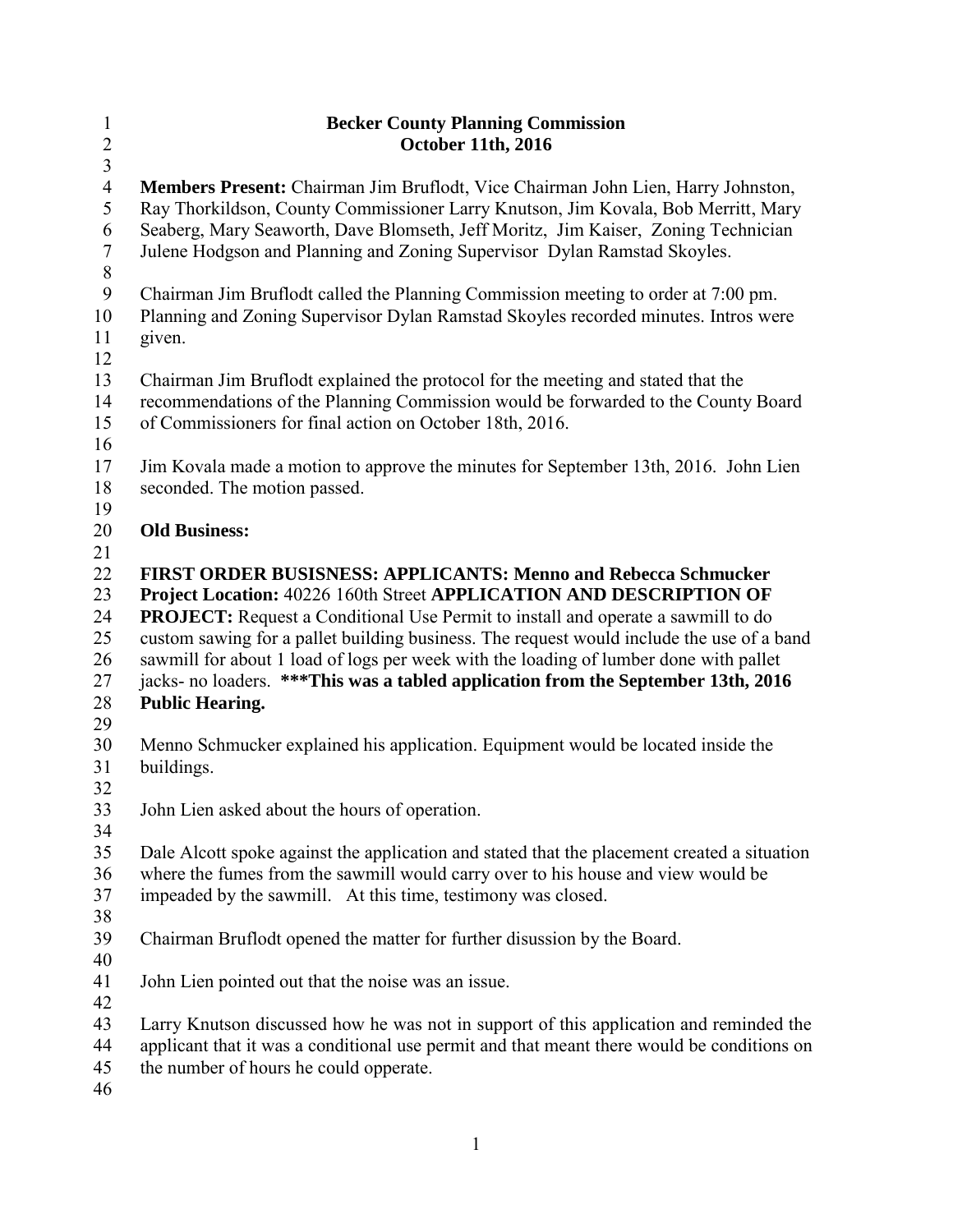# Becker County Planning Commission
## October 11th, 2016

**Members Present:** Chairman Jim Bruflodt, Vice Chairman John Lien, Harry Johnston, Ray Thorkildson, County Commissioner Larry Knutson, Jim Kovala, Bob Merritt, Mary Seaberg, Mary Seaworth, Dave Blomseth, Jeff Moritz, Jim Kaiser, Zoning Technician Julene Hodgson and Planning and Zoning Supervisor Dylan Ramstad Skoyles.

Chairman Jim Bruflodt called the Planning Commission meeting to order at 7:00 pm. Planning and Zoning Supervisor Dylan Ramstad Skoyles recorded minutes. Intros were given.

Chairman Jim Bruflodt explained the protocol for the meeting and stated that the recommendations of the Planning Commission would be forwarded to the County Board of Commissioners for final action on October 18th, 2016.

Jim Kovala made a motion to approve the minutes for September 13th, 2016. John Lien seconded. The motion passed.

**Old Business:**

**FIRST ORDER BUSISNESS: APPLICANTS: Menno and Rebecca Schmucker Project Location:** 40226 160th Street **APPLICATION AND DESCRIPTION OF PROJECT:** Request a Conditional Use Permit to install and operate a sawmill to do custom sawing for a pallet building business. The request would include the use of a band sawmill for about 1 load of logs per week with the loading of lumber done with pallet jacks- no loaders. **\*\*\*This was a tabled application from the September 13th, 2016 Public Hearing.**

Menno Schmucker explained his application. Equipment would be located inside the buildings.

John Lien asked about the hours of operation.

Dale Alcott spoke against the application and stated that the placement created a situation where the fumes from the sawmill would carry over to his house and view would be impeaded by the sawmill. At this time, testimony was closed.

Chairman Bruflodt opened the matter for further disussion by the Board.

John Lien pointed out that the noise was an issue.

Larry Knutson discussed how he was not in support of this application and reminded the applicant that it was a conditional use permit and that meant there would be conditions on the number of hours he could opperate.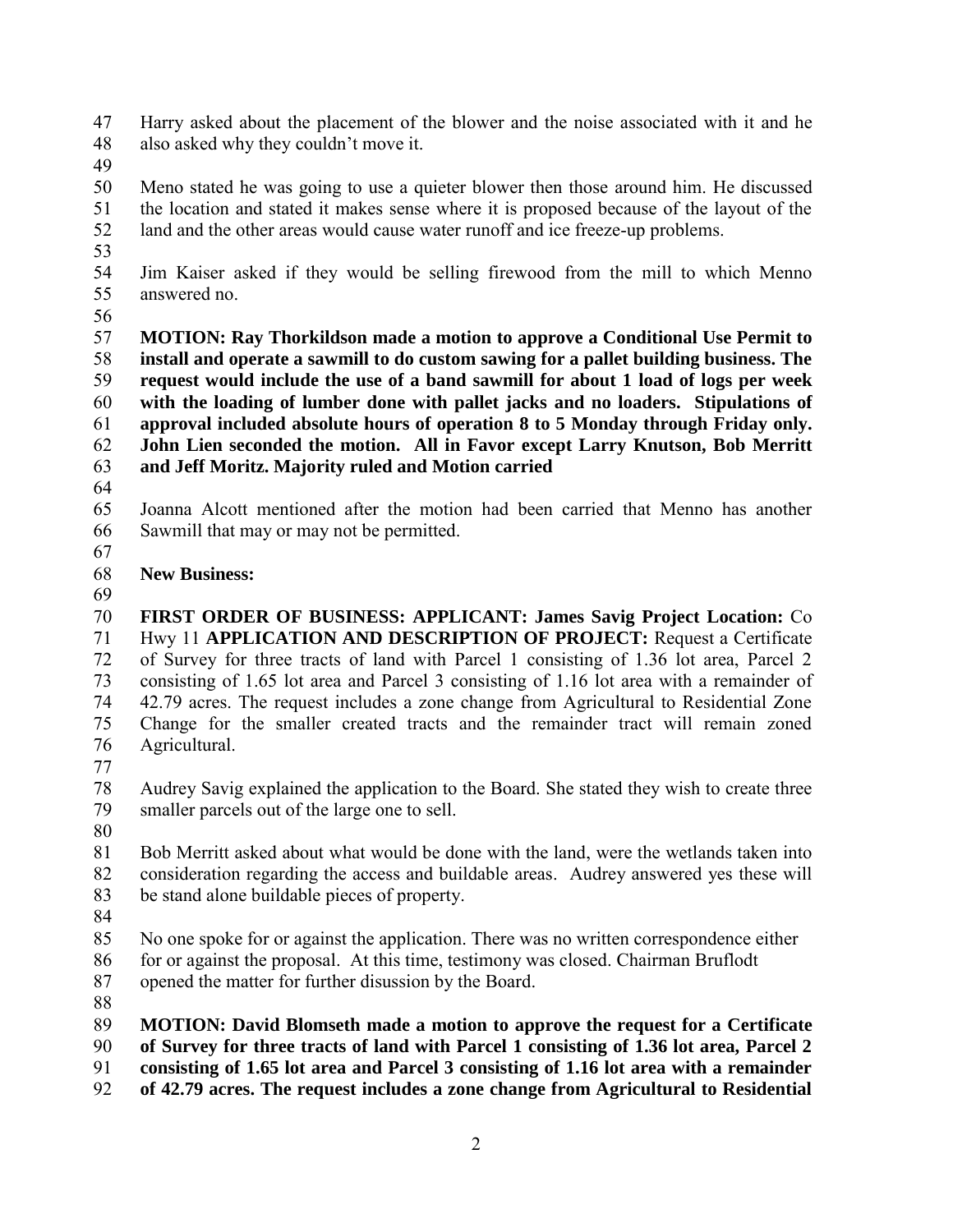Harry asked about the placement of the blower and the noise associated with it and he also asked why they couldn't move it.

Meno stated he was going to use a quieter blower then those around him. He discussed the location and stated it makes sense where it is proposed because of the layout of the land and the other areas would cause water runoff and ice freeze-up problems.

Jim Kaiser asked if they would be selling firewood from the mill to which Menno answered no.

**MOTION: Ray Thorkildson made a motion to approve a Conditional Use Permit to install and operate a sawmill to do custom sawing for a pallet building business. The request would include the use of a band sawmill for about 1 load of logs per week with the loading of lumber done with pallet jacks and no loaders. Stipulations of approval included absolute hours of operation 8 to 5 Monday through Friday only. John Lien seconded the motion. All in Favor except Larry Knutson, Bob Merritt and Jeff Moritz. Majority ruled and Motion carried**

Joanna Alcott mentioned after the motion had been carried that Menno has another Sawmill that may or may not be permitted.

**New Business:**

**FIRST ORDER OF BUSINESS: APPLICANT: James Savig Project Location:** Co Hwy 11 **APPLICATION AND DESCRIPTION OF PROJECT:** Request a Certificate of Survey for three tracts of land with Parcel 1 consisting of 1.36 lot area, Parcel 2 consisting of 1.65 lot area and Parcel 3 consisting of 1.16 lot area with a remainder of 42.79 acres. The request includes a zone change from Agricultural to Residential Zone Change for the smaller created tracts and the remainder tract will remain zoned Agricultural.

Audrey Savig explained the application to the Board. She stated they wish to create three smaller parcels out of the large one to sell.

Bob Merritt asked about what would be done with the land, were the wetlands taken into consideration regarding the access and buildable areas. Audrey answered yes these will be stand alone buildable pieces of property.

No one spoke for or against the application. There was no written correspondence either for or against the proposal. At this time, testimony was closed. Chairman Bruflodt opened the matter for further disussion by the Board.

**MOTION: David Blomseth made a motion to approve the request for a Certificate of Survey for three tracts of land with Parcel 1 consisting of 1.36 lot area, Parcel 2 consisting of 1.65 lot area and Parcel 3 consisting of 1.16 lot area with a remainder of 42.79 acres. The request includes a zone change from Agricultural to Residential**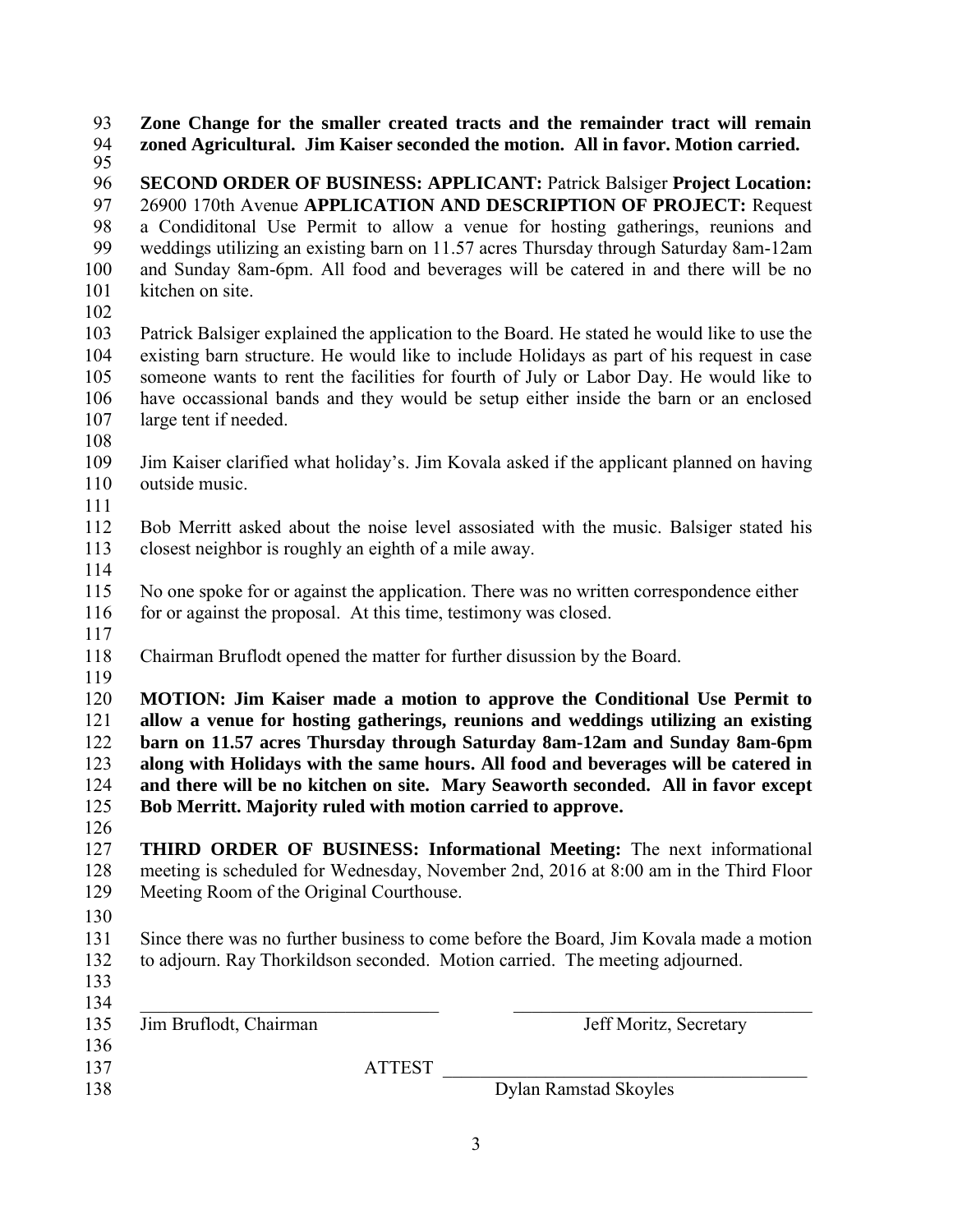**Zone Change for the smaller created tracts and the remainder tract will remain zoned Agricultural. Jim Kaiser seconded the motion. All in favor. Motion carried.**

**SECOND ORDER OF BUSINESS: APPLICANT:** Patrick Balsiger **Project Location:** 26900 170th Avenue **APPLICATION AND DESCRIPTION OF PROJECT:** Request a Condiditonal Use Permit to allow a venue for hosting gatherings, reunions and weddings utilizing an existing barn on 11.57 acres Thursday through Saturday 8am-12am and Sunday 8am-6pm. All food and beverages will be catered in and there will be no kitchen on site.

Patrick Balsiger explained the application to the Board. He stated he would like to use the existing barn structure. He would like to include Holidays as part of his request in case someone wants to rent the facilities for fourth of July or Labor Day. He would like to have occassional bands and they would be setup either inside the barn or an enclosed large tent if needed.

Jim Kaiser clarified what holiday's. Jim Kovala asked if the applicant planned on having outside music.

Bob Merritt asked about the noise level assosiated with the music. Balsiger stated his closest neighbor is roughly an eighth of a mile away.

No one spoke for or against the application. There was no written correspondence either for or against the proposal. At this time, testimony was closed.

Chairman Bruflodt opened the matter for further disussion by the Board.

**MOTION: Jim Kaiser made a motion to approve the Conditional Use Permit to allow a venue for hosting gatherings, reunions and weddings utilizing an existing barn on 11.57 acres Thursday through Saturday 8am-12am and Sunday 8am-6pm along with Holidays with the same hours. All food and beverages will be catered in and there will be no kitchen on site. Mary Seaworth seconded. All in favor except Bob Merritt. Majority ruled with motion carried to approve.**

**THIRD ORDER OF BUSINESS: Informational Meeting:** The next informational meeting is scheduled for Wednesday, November 2nd, 2016 at 8:00 am in the Third Floor Meeting Room of the Original Courthouse.

Since there was no further business to come before the Board, Jim Kovala made a motion to adjourn. Ray Thorkildson seconded. Motion carried. The meeting adjourned.

\_\_\_\_\_\_\_\_\_\_\_\_\_\_\_\_\_\_\_\_\_\_\_\_\_\_\_\_\_\_ \_\_\_\_\_\_\_\_\_\_\_\_\_\_\_\_\_\_\_\_\_\_\_\_\_\_\_\_\_\_

Jim Bruflodt, Chairman Jeff Moritz, Secretary

ATTEST \_\_\_\_\_\_\_\_\_\_\_\_\_\_\_\_\_\_\_\_\_\_\_\_\_\_\_\_\_\_

Dylan Ramstad Skoyles